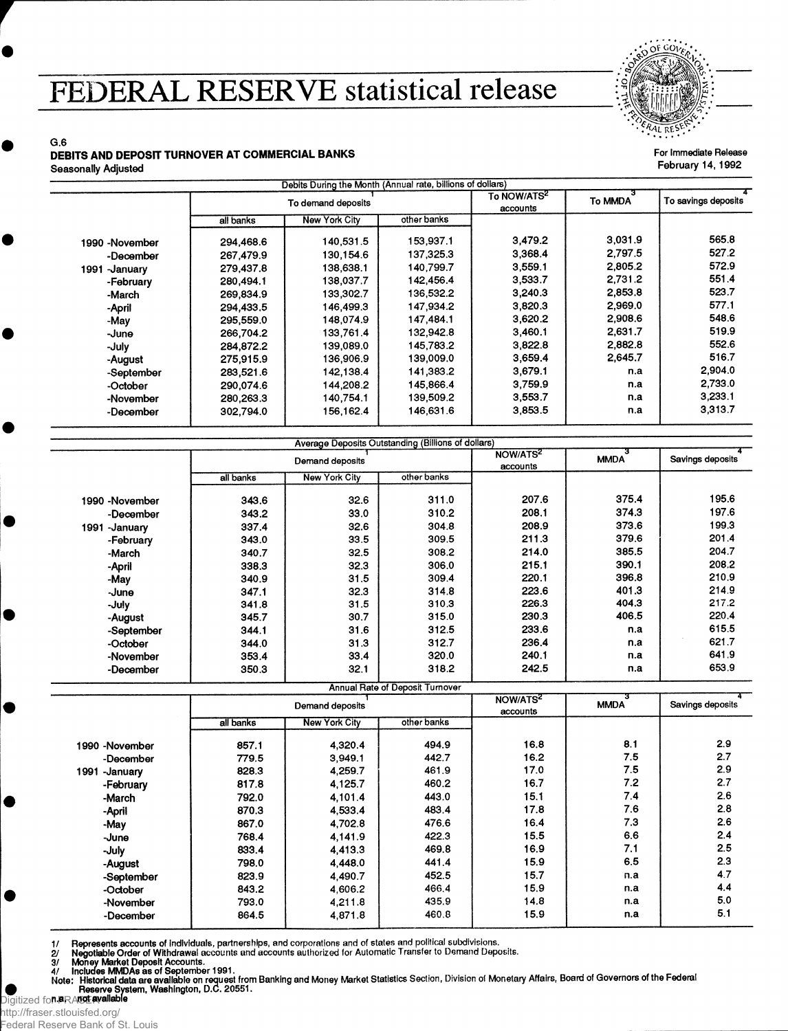# FEDERAL RESERVE statistical release

G.6

**DEBITS AND DEPOSIT TURNOVER AT COMMERCIAL BANKS**

Seasonally Adjusted

For Immediate Release
February 14, 1992

| | Debits During the Month (Annual rate, billions of dollars) | | | | | |
|---|---|---|---|---|---|---|
| | To demand deposits[1] | | | To NOW/ATS[2] accounts | To MMDA[3] | To savings deposits[4] |
| | all banks | New York City | other banks | | | |
| 1990 -November | 294,468.6 | 140,531.5 | 153,937.1 | 3,479.2 | 3,031.9 | 565.8 |
| -December | 267,479.9 | 130,154.6 | 137,325.3 | 3,368.4 | 2,797.5 | 527.2 |
| 1991 -January | 279,437.8 | 138,638.1 | 140,799.7 | 3,559.1 | 2,805.2 | 572.9 |
| -February | 280,494.1 | 138,037.7 | 142,456.4 | 3,533.7 | 2,731.2 | 551.4 |
| -March | 269,834.9 | 133,302.7 | 136,532.2 | 3,240.3 | 2,853.8 | 523.7 |
| -April | 294,433.5 | 146,499.3 | 147,934.2 | 3,820.3 | 2,969.0 | 577.1 |
| -May | 295,559.0 | 148,074.9 | 147,484.1 | 3,620.2 | 2,908.6 | 548.6 |
| -June | 266,704.2 | 133,761.4 | 132,942.8 | 3,460.1 | 2,631.7 | 519.9 |
| -July | 284,872.2 | 139,089.0 | 145,783.2 | 3,822.8 | 2,882.8 | 552.6 |
| -August | 275,915.9 | 136,906.9 | 139,009.0 | 3,659.4 | 2,645.7 | 516.7 |
| -September | 283,521.6 | 142,138.4 | 141,383.2 | 3,679.1 | n.a | 2,904.0 |
| -October | 290,074.6 | 144,208.2 | 145,866.4 | 3,759.9 | n.a | 2,733.0 |
| -November | 280,263.3 | 140,754.1 | 139,509.2 | 3,553.7 | n.a | 3,233.1 |
| -December | 302,794.0 | 156,162.4 | 146,631.6 | 3,853.5 | n.a | 3,313.7 |

| | Average Deposits Outstanding (Billions of dollars) | | | | | |
|---|---|---|---|---|---|---|
| | Demand deposits[1] | | | NOW/ATS[2] accounts | MMDA[3] | Savings deposits[4] |
| | all banks | New York City | other banks | | | |
| 1990 -November | 343.6 | 32.6 | 311.0 | 207.6 | 375.4 | 195.6 |
| -December | 343.2 | 33.0 | 310.2 | 208.1 | 374.3 | 197.6 |
| 1991 -January | 337.4 | 32.6 | 304.8 | 208.9 | 373.6 | 199.3 |
| -February | 343.0 | 33.5 | 309.5 | 211.3 | 379.6 | 201.4 |
| -March | 340.7 | 32.5 | 308.2 | 214.0 | 385.5 | 204.7 |
| -April | 338.3 | 32.3 | 306.0 | 215.1 | 390.1 | 208.2 |
| -May | 340.9 | 31.5 | 309.4 | 220.1 | 396.8 | 210.9 |
| -June | 347.1 | 32.3 | 314.8 | 223.6 | 401.3 | 214.9 |
| -July | 341.8 | 31.5 | 310.3 | 226.3 | 404.3 | 217.2 |
| -August | 345.7 | 30.7 | 315.0 | 230.3 | 406.5 | 220.4 |
| -September | 344.1 | 31.6 | 312.5 | 233.6 | n.a | 615.5 |
| -October | 344.0 | 31.3 | 312.7 | 236.4 | n.a | 621.7 |
| -November | 353.4 | 33.4 | 320.0 | 240.1 | n.a | 641.9 |
| -December | 350.3 | 32.1 | 318.2 | 242.5 | n.a | 653.9 |

| | Annual Rate of Deposit Turnover | | | | | |
|---|---|---|---|---|---|---|
| | Demand deposits[1] | | | NOW/ATS[2] accounts | MMDA[3] | Savings deposits[4] |
| | all banks | New York City | other banks | | | |
| 1990 -November | 857.1 | 4,320.4 | 494.9 | 16.8 | 8.1 | 2.9 |
| -December | 779.5 | 3,949.1 | 442.7 | 16.2 | 7.5 | 2.7 |
| 1991 -January | 828.3 | 4,259.7 | 461.9 | 17.0 | 7.5 | 2.9 |
| -February | 817.8 | 4,125.7 | 460.2 | 16.7 | 7.2 | 2.7 |
| -March | 792.0 | 4,101.4 | 443.0 | 15.1 | 7.4 | 2.6 |
| -April | 870.3 | 4,533.4 | 483.4 | 17.8 | 7.6 | 2.8 |
| -May | 867.0 | 4,702.8 | 476.6 | 16.4 | 7.3 | 2.6 |
| -June | 768.4 | 4,141.9 | 422.3 | 15.5 | 6.6 | 2.4 |
| -July | 833.4 | 4,413.3 | 469.8 | 16.9 | 7.1 | 2.5 |
| -August | 798.0 | 4,448.0 | 441.4 | 15.9 | 6.5 | 2.3 |
| -September | 823.9 | 4,490.7 | 452.5 | 15.7 | n.a | 4.7 |
| -October | 843.2 | 4,606.2 | 466.4 | 15.9 | n.a | 4.4 |
| -November | 793.0 | 4,211.8 | 435.9 | 14.8 | n.a | 5.0 |
| -December | 864.5 | 4,871.8 | 460.8 | 15.9 | n.a | 5.1 |

1/ Represents accounts of individuals, partnerships, and corporations and of states and political subdivisions.
2/ Negotiable Order of Withdrawal accounts and accounts authorized for Automatic Transfer to Demand Deposits.
3/ Money Market Deposit Accounts.
4/ Includes MMDAs as of September 1991.
Note: Historical data are available on request from Banking and Money Market Statistics Section, Division of Monetary Affairs, Board of Governors of the Federal Reserve System, Washington, D.C. 20551.
n.a. not available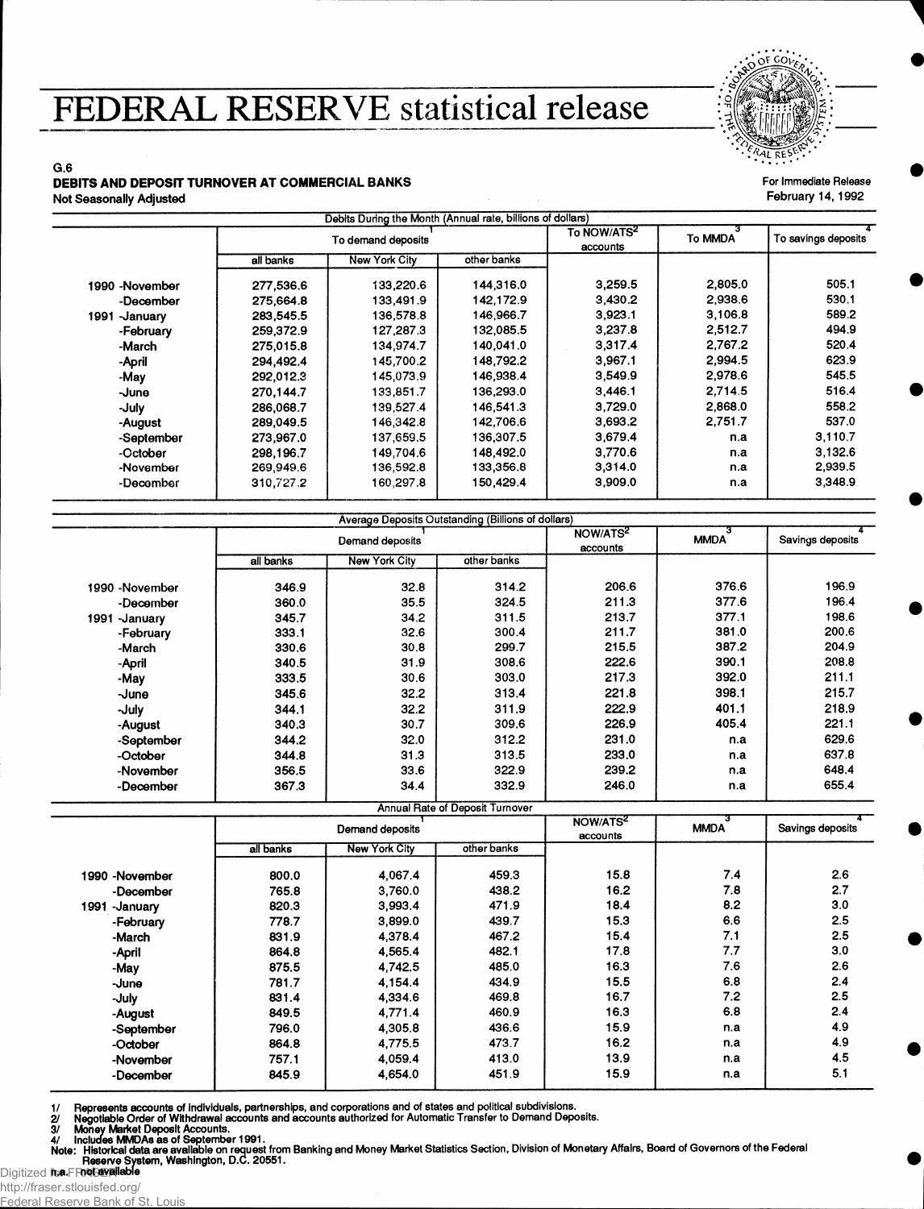# FEDERAL RESERVE statistical release

G.6

**DEBITS AND DEPOSIT TURNOVER AT COMMERCIAL BANKS**

**Not Seasonally Adjusted**

For Immediate Release
February 14, 1992

| | Debits During the Month (Annual rate, billions of dollars) | | | | | |
|---|---|---|---|---|---|---|
| | To demand deposits[1] | | | To NOW/ATS[2] accounts | To MMDA[3] | To savings deposits[4] |
| | all banks | New York City | other banks | | | |
| 1990 -November | 277,536.6 | 133,220.6 | 144,316.0 | 3,259.5 | 2,805.0 | 505.1 |
| -December | 275,664.8 | 133,491.9 | 142,172.9 | 3,430.2 | 2,938.6 | 530.1 |
| 1991 -January | 283,545.5 | 136,578.8 | 146,966.7 | 3,923.1 | 3,106.8 | 589.2 |
| -February | 259,372.9 | 127,287.3 | 132,085.5 | 3,237.8 | 2,512.7 | 494.9 |
| -March | 275,015.8 | 134,974.7 | 140,041.0 | 3,317.4 | 2,767.2 | 520.4 |
| -April | 294,492.4 | 145,700.2 | 148,792.2 | 3,967.1 | 2,994.5 | 623.9 |
| -May | 292,012.3 | 145,073.9 | 146,938.4 | 3,549.9 | 2,978.6 | 545.5 |
| -June | 270,144.7 | 133,851.7 | 136,293.0 | 3,446.1 | 2,714.5 | 516.4 |
| -July | 286,068.7 | 139,527.4 | 146,541.3 | 3,729.0 | 2,868.0 | 558.2 |
| -August | 289,049.5 | 146,342.8 | 142,706.6 | 3,693.2 | 2,751.7 | 537.0 |
| -September | 273,967.0 | 137,659.5 | 136,307.5 | 3,679.4 | n.a | 3,110.7 |
| -October | 298,196.7 | 149,704.6 | 148,492.0 | 3,770.6 | n.a | 3,132.6 |
| -November | 269,949.6 | 136,592.8 | 133,356.8 | 3,314.0 | n.a | 2,939.5 |
| -December | 310,727.2 | 160,297.8 | 150,429.4 | 3,909.0 | n.a | 3,348.9 |

| | Average Deposits Outstanding (Billions of dollars) | | | | | |
|---|---|---|---|---|---|---|
| | Demand deposits[1] | | | NOW/ATS[2] accounts | MMDA[3] | Savings deposits[4] |
| | all banks | New York City | other banks | | | |
| 1990 -November | 346.9 | 32.8 | 314.2 | 206.6 | 376.6 | 196.9 |
| -December | 360.0 | 35.5 | 324.5 | 211.3 | 377.6 | 196.4 |
| 1991 -January | 345.7 | 34.2 | 311.5 | 213.7 | 377.1 | 198.6 |
| -February | 333.1 | 32.6 | 300.4 | 211.7 | 381.0 | 200.6 |
| -March | 330.6 | 30.8 | 299.7 | 215.5 | 387.2 | 204.9 |
| -April | 340.5 | 31.9 | 308.6 | 222.6 | 390.1 | 208.8 |
| -May | 333.5 | 30.6 | 303.0 | 217.3 | 392.0 | 211.1 |
| -June | 345.6 | 32.2 | 313.4 | 221.8 | 398.1 | 215.7 |
| -July | 344.1 | 32.2 | 311.9 | 222.9 | 401.1 | 218.9 |
| -August | 340.3 | 30.7 | 309.6 | 226.9 | 405.4 | 221.1 |
| -September | 344.2 | 32.0 | 312.2 | 231.0 | n.a | 629.6 |
| -October | 344.8 | 31.3 | 313.5 | 233.0 | n.a | 637.8 |
| -November | 356.5 | 33.6 | 322.9 | 239.2 | n.a | 648.4 |
| -December | 367.3 | 34.4 | 332.9 | 246.0 | n.a | 655.4 |

| | Annual Rate of Deposit Turnover | | | | | |
|---|---|---|---|---|---|---|
| | Demand deposits[1] | | | NOW/ATS[2] accounts | MMDA[3] | Savings deposits[4] |
| | all banks | New York City | other banks | | | |
| 1990 -November | 800.0 | 4,067.4 | 459.3 | 15.8 | 7.4 | 2.6 |
| -December | 765.8 | 3,760.0 | 438.2 | 16.2 | 7.8 | 2.7 |
| 1991 -January | 820.3 | 3,993.4 | 471.9 | 18.4 | 8.2 | 3.0 |
| -February | 778.7 | 3,899.0 | 439.7 | 15.3 | 6.6 | 2.5 |
| -March | 831.9 | 4,378.4 | 467.2 | 15.4 | 7.1 | 2.5 |
| -April | 864.8 | 4,565.4 | 482.1 | 17.8 | 7.7 | 3.0 |
| -May | 875.5 | 4,742.5 | 485.0 | 16.3 | 7.6 | 2.6 |
| -June | 781.7 | 4,154.4 | 434.9 | 15.5 | 6.8 | 2.4 |
| -July | 831.4 | 4,334.6 | 469.8 | 16.7 | 7.2 | 2.5 |
| -August | 849.5 | 4,771.4 | 460.9 | 16.3 | 6.8 | 2.4 |
| -September | 796.0 | 4,305.8 | 436.6 | 15.9 | n.a | 4.9 |
| -October | 864.8 | 4,775.5 | 473.7 | 16.2 | n.a | 4.9 |
| -November | 757.1 | 4,059.4 | 413.0 | 13.9 | n.a | 4.5 |
| -December | 845.9 | 4,654.0 | 451.9 | 15.9 | n.a | 5.1 |

1/ Represents accounts of individuals, partnerships, and corporations and of states and political subdivisions.
2/ Negotiable Order of Withdrawal accounts and accounts authorized for Automatic Transfer to Demand Deposits.
3/ Money Market Deposit Accounts.
4/ Includes MMDAs as of September 1991.
Note: Historical data are available on request from Banking and Money Market Statistics Section, Division of Monetary Affairs, Board of Governors of the Federal Reserve System, Washington, D.C. 20551.
n.a. not available